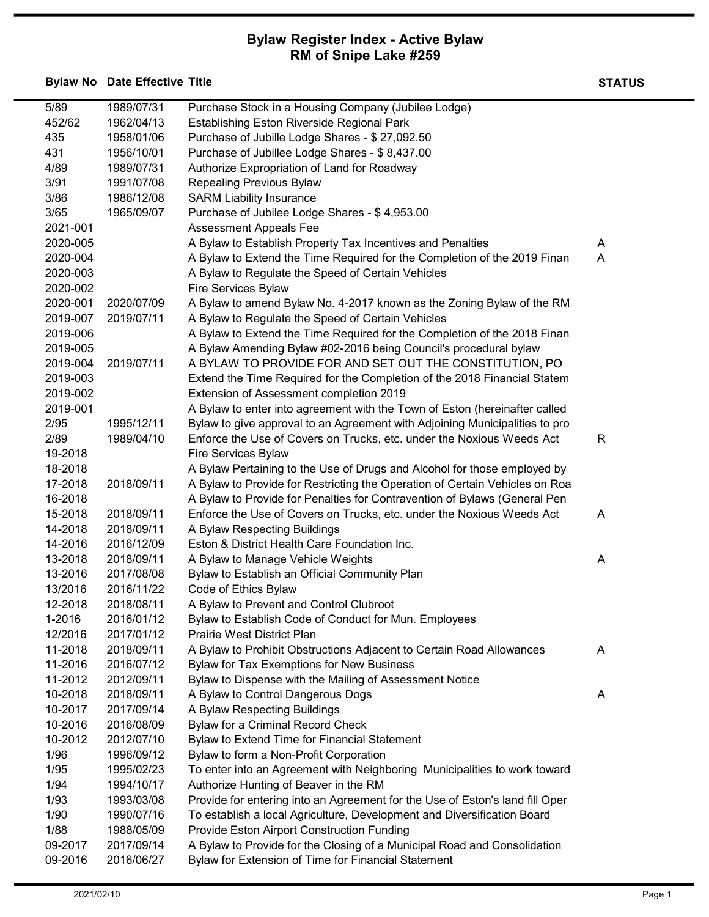# Bylaw Register Index - Active Bylaw
## RM of Snipe Lake #259

| Bylaw No | Date Effective | Title | STATUS |
|---|---|---|---|
| 5/89 | 1989/07/31 | Purchase Stock in a Housing Company (Jubilee Lodge) | |
| 452/62 | 1962/04/13 | Establishing Eston Riverside Regional Park | |
| 435 | 1958/01/06 | Purchase of Jubille Lodge Shares - $ 27,092.50 | |
| 431 | 1956/10/01 | Purchase of Jubillee Lodge Shares - $ 8,437.00 | |
| 4/89 | 1989/07/31 | Authorize Expropriation of Land for Roadway | |
| 3/91 | 1991/07/08 | Repealing Previous Bylaw | |
| 3/86 | 1986/12/08 | SARM Liability Insurance | |
| 3/65 | 1965/09/07 | Purchase of Jubilee Lodge Shares - $ 4,953.00 | |
| 2021-001 | | Assessment Appeals Fee | |
| 2020-005 | | A Bylaw to Establish Property Tax Incentives and Penalties | A |
| 2020-004 | | A Bylaw to Extend the Time Required for the Completion of the 2019 Finan | A |
| 2020-003 | | A Bylaw to Regulate the Speed of Certain Vehicles | |
| 2020-002 | | Fire Services Bylaw | |
| 2020-001 | 2020/07/09 | A Bylaw to amend Bylaw No. 4-2017 known as the Zoning Bylaw of the RM | |
| 2019-007 | 2019/07/11 | A Bylaw to Regulate the Speed of Certain Vehicles | |
| 2019-006 | | A Bylaw to Extend the Time Required for the Completion of the 2018 Finan | |
| 2019-005 | | A Bylaw Amending Bylaw #02-2016 being Council's procedural bylaw | |
| 2019-004 | 2019/07/11 | A BYLAW TO PROVIDE FOR AND SET OUT THE CONSTITUTION, PO | |
| 2019-003 | | Extend the Time Required for the Completion of the 2018 Financial Statem | |
| 2019-002 | | Extension of Assessment completion 2019 | |
| 2019-001 | | A Bylaw to enter into agreement with the Town of Eston (hereinafter called | |
| 2/95 | 1995/12/11 | Bylaw to give approval to an Agreement with Adjoining Municipalities to pro | |
| 2/89 | 1989/04/10 | Enforce the Use of Covers on Trucks, etc. under the Noxious Weeds Act | R |
| 19-2018 | | Fire Services Bylaw | |
| 18-2018 | | A Bylaw Pertaining to the Use of Drugs and Alcohol for those employed by | |
| 17-2018 | 2018/09/11 | A Bylaw to Provide for Restricting the Operation of Certain Vehicles on Roa | |
| 16-2018 | | A Bylaw to Provide for Penalties for Contravention of Bylaws (General Pen | |
| 15-2018 | 2018/09/11 | Enforce the Use of Covers on Trucks, etc. under the Noxious Weeds Act | A |
| 14-2018 | 2018/09/11 | A Bylaw Respecting Buildings | |
| 14-2016 | 2016/12/09 | Eston & District Health Care Foundation Inc. | |
| 13-2018 | 2018/09/11 | A Bylaw to Manage Vehicle Weights | A |
| 13-2016 | 2017/08/08 | Bylaw to Establish an Official Community Plan | |
| 13/2016 | 2016/11/22 | Code of Ethics Bylaw | |
| 12-2018 | 2018/08/11 | A Bylaw to Prevent and Control Clubroot | |
| 1-2016 | 2016/01/12 | Bylaw to Establish Code of Conduct for Mun. Employees | |
| 12/2016 | 2017/01/12 | Prairie West District Plan | |
| 11-2018 | 2018/09/11 | A Bylaw to Prohibit Obstructions Adjacent to Certain Road Allowances | A |
| 11-2016 | 2016/07/12 | Bylaw for Tax Exemptions for New Business | |
| 11-2012 | 2012/09/11 | Bylaw to Dispense with the Mailing of Assessment Notice | |
| 10-2018 | 2018/09/11 | A Bylaw to Control Dangerous Dogs | A |
| 10-2017 | 2017/09/14 | A Bylaw Respecting Buildings | |
| 10-2016 | 2016/08/09 | Bylaw for a Criminal Record Check | |
| 10-2012 | 2012/07/10 | Bylaw to Extend Time for Financial Statement | |
| 1/96 | 1996/09/12 | Bylaw to form a Non-Profit Corporation | |
| 1/95 | 1995/02/23 | To enter into an Agreement with Neighboring Municipalities to work toward | |
| 1/94 | 1994/10/17 | Authorize Hunting of Beaver in the RM | |
| 1/93 | 1993/03/08 | Provide for entering into an Agreement for the Use of Eston's land fill Oper | |
| 1/90 | 1990/07/16 | To establish a local Agriculture, Development and Diversification Board | |
| 1/88 | 1988/05/09 | Provide Eston Airport Construction Funding | |
| 09-2017 | 2017/09/14 | A Bylaw to Provide for the Closing of a Municipal Road and Consolidation | |
| 09-2016 | 2016/06/27 | Bylaw for Extension of Time for Financial Statement | |

2021/02/10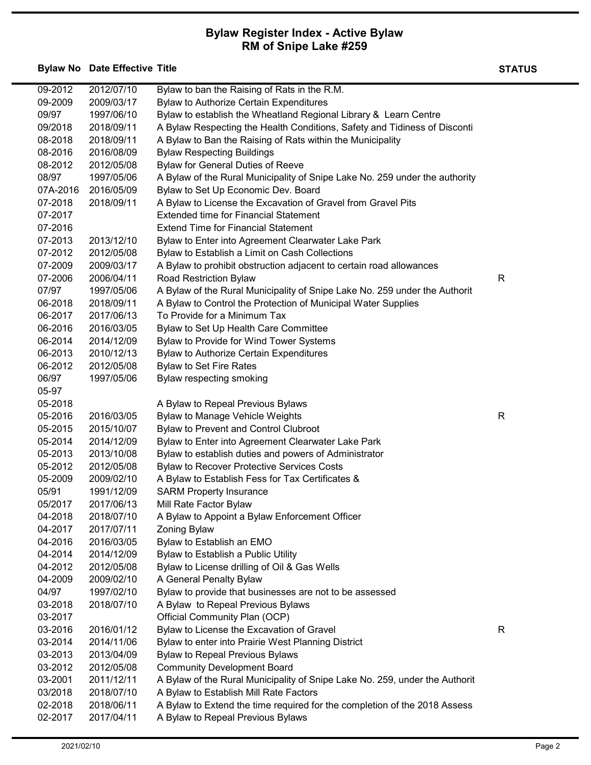# Bylaw Register Index - Active Bylaw
## RM of Snipe Lake #259

| Bylaw No | Date Effective | Title | STATUS |
|---|---|---|---|
| 09-2012 | 2012/07/10 | Bylaw to ban the Raising of Rats in the R.M. | |
| 09-2009 | 2009/03/17 | Bylaw to Authorize Certain Expenditures | |
| 09/97 | 1997/06/10 | Bylaw to establish the Wheatland Regional Library & Learn Centre | |
| 09/2018 | 2018/09/11 | A Bylaw Respecting the Health Conditions, Safety and Tidiness of Disconti | |
| 08-2018 | 2018/09/11 | A Bylaw to Ban the Raising of Rats within the Municipality | |
| 08-2016 | 2016/08/09 | Bylaw Respecting Buildings | |
| 08-2012 | 2012/05/08 | Bylaw for General Duties of Reeve | |
| 08/97 | 1997/05/06 | A Bylaw of the Rural Municipality of Snipe Lake No. 259 under the authority | |
| 07A-2016 | 2016/05/09 | Bylaw to Set Up Economic Dev. Board | |
| 07-2018 | 2018/09/11 | A Bylaw to License the Excavation of Gravel from Gravel Pits | |
| 07-2017 | | Extended time for Financial Statement | |
| 07-2016 | | Extend Time for Financial Statement | |
| 07-2013 | 2013/12/10 | Bylaw to Enter into Agreement Clearwater Lake Park | |
| 07-2012 | 2012/05/08 | Bylaw to Establish a Limit on Cash Collections | |
| 07-2009 | 2009/03/17 | A Bylaw to prohibit obstruction adjacent to certain road allowances | |
| 07-2006 | 2006/04/11 | Road Restriction Bylaw | R |
| 07/97 | 1997/05/06 | A Bylaw of the Rural Municipality of Snipe Lake No. 259 under the Authorit | |
| 06-2018 | 2018/09/11 | A Bylaw to Control the Protection of Municipal Water Supplies | |
| 06-2017 | 2017/06/13 | To Provide for a Minimum Tax | |
| 06-2016 | 2016/03/05 | Bylaw to Set Up Health Care Committee | |
| 06-2014 | 2014/12/09 | Bylaw to Provide for Wind Tower Systems | |
| 06-2013 | 2010/12/13 | Bylaw to Authorize Certain Expenditures | |
| 06-2012 | 2012/05/08 | Bylaw to Set Fire Rates | |
| 06/97 | 1997/05/06 | Bylaw respecting smoking | |
| 05-97 | | | |
| 05-2018 | | A Bylaw to Repeal Previous Bylaws | |
| 05-2016 | 2016/03/05 | Bylaw to Manage Vehicle Weights | R |
| 05-2015 | 2015/10/07 | Bylaw to Prevent and Control Clubroot | |
| 05-2014 | 2014/12/09 | Bylaw to Enter into Agreement Clearwater Lake Park | |
| 05-2013 | 2013/10/08 | Bylaw to establish duties and powers of Administrator | |
| 05-2012 | 2012/05/08 | Bylaw to Recover Protective Services Costs | |
| 05-2009 | 2009/02/10 | A Bylaw to Establish Fess for Tax Certificates & | |
| 05/91 | 1991/12/09 | SARM Property Insurance | |
| 05/2017 | 2017/06/13 | Mill Rate Factor Bylaw | |
| 04-2018 | 2018/07/10 | A Bylaw to Appoint a Bylaw Enforcement Officer | |
| 04-2017 | 2017/07/11 | Zoning Bylaw | |
| 04-2016 | 2016/03/05 | Bylaw to Establish an EMO | |
| 04-2014 | 2014/12/09 | Bylaw to Establish a Public Utility | |
| 04-2012 | 2012/05/08 | Bylaw to License drilling of Oil & Gas Wells | |
| 04-2009 | 2009/02/10 | A General Penalty Bylaw | |
| 04/97 | 1997/02/10 | Bylaw to provide that businesses are not to be assessed | |
| 03-2018 | 2018/07/10 | A Bylaw to Repeal Previous Bylaws | |
| 03-2017 | | Official Community Plan (OCP) | |
| 03-2016 | 2016/01/12 | Bylaw to License the Excavation of Gravel | R |
| 03-2014 | 2014/11/06 | Bylaw to enter into Prairie West Planning District | |
| 03-2013 | 2013/04/09 | Bylaw to Repeal Previous Bylaws | |
| 03-2012 | 2012/05/08 | Community Development Board | |
| 03-2001 | 2011/12/11 | A Bylaw of the Rural Municipality of Snipe Lake No. 259, under the Authorit | |
| 03/2018 | 2018/07/10 | A Bylaw to Establish Mill Rate Factors | |
| 02-2018 | 2018/06/11 | A Bylaw to Extend the time required for the completion of the 2018 Assess | |
| 02-2017 | 2017/04/11 | A Bylaw to Repeal Previous Bylaws | |

2021/02/10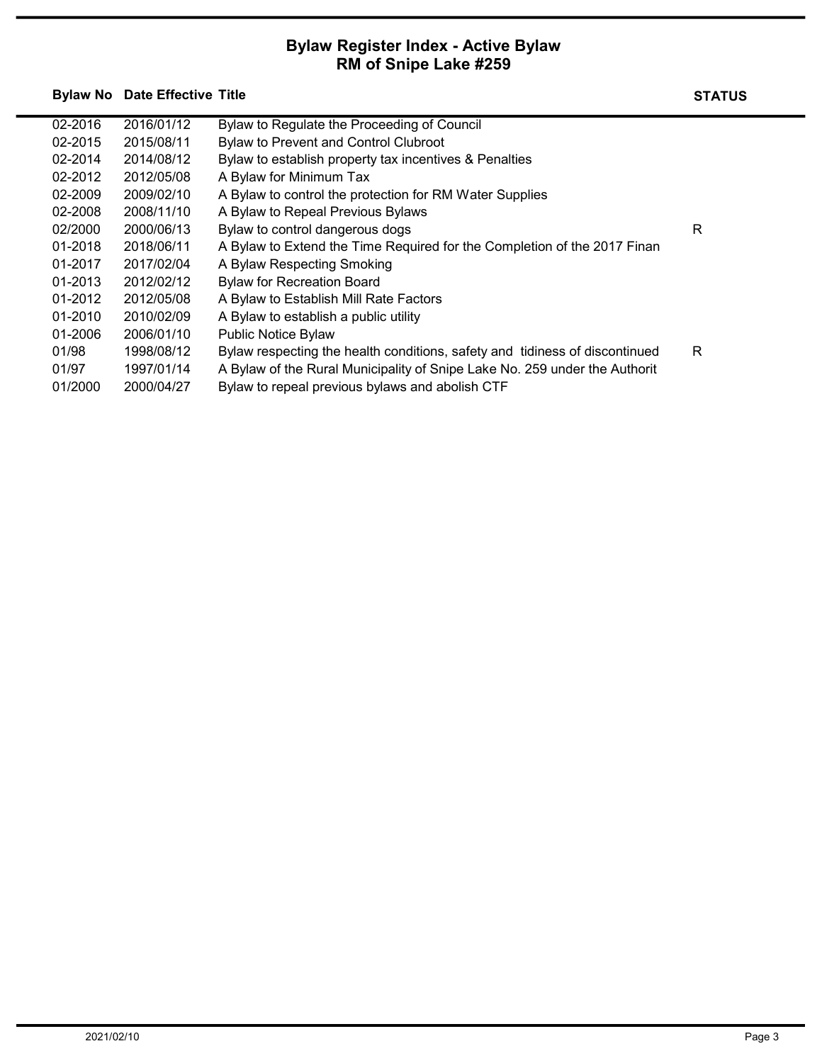## Bylaw Register Index - Active Bylaw
## RM of Snipe Lake #259

| Bylaw No | Date Effective | Title | STATUS |
|---|---|---|---|
| 02-2016 | 2016/01/12 | Bylaw to Regulate the Proceeding of Council | |
| 02-2015 | 2015/08/11 | Bylaw to Prevent and Control Clubroot | |
| 02-2014 | 2014/08/12 | Bylaw to establish property tax incentives & Penalties | |
| 02-2012 | 2012/05/08 | A Bylaw for Minimum Tax | |
| 02-2009 | 2009/02/10 | A Bylaw to control the protection for RM Water Supplies | |
| 02-2008 | 2008/11/10 | A Bylaw to Repeal Previous Bylaws | |
| 02/2000 | 2000/06/13 | Bylaw to control dangerous dogs | R |
| 01-2018 | 2018/06/11 | A Bylaw to Extend the Time Required for the Completion of the 2017 Finan | |
| 01-2017 | 2017/02/04 | A Bylaw Respecting Smoking | |
| 01-2013 | 2012/02/12 | Bylaw for Recreation Board | |
| 01-2012 | 2012/05/08 | A Bylaw to Establish Mill Rate Factors | |
| 01-2010 | 2010/02/09 | A Bylaw to establish a public utility | |
| 01-2006 | 2006/01/10 | Public Notice Bylaw | |
| 01/98 | 1998/08/12 | Bylaw respecting the health conditions, safety and tidiness of discontinued | R |
| 01/97 | 1997/01/14 | A Bylaw of the Rural Municipality of Snipe Lake No. 259 under the Authorit | |
| 01/2000 | 2000/04/27 | Bylaw to repeal previous bylaws and abolish CTF | |

2021/02/10